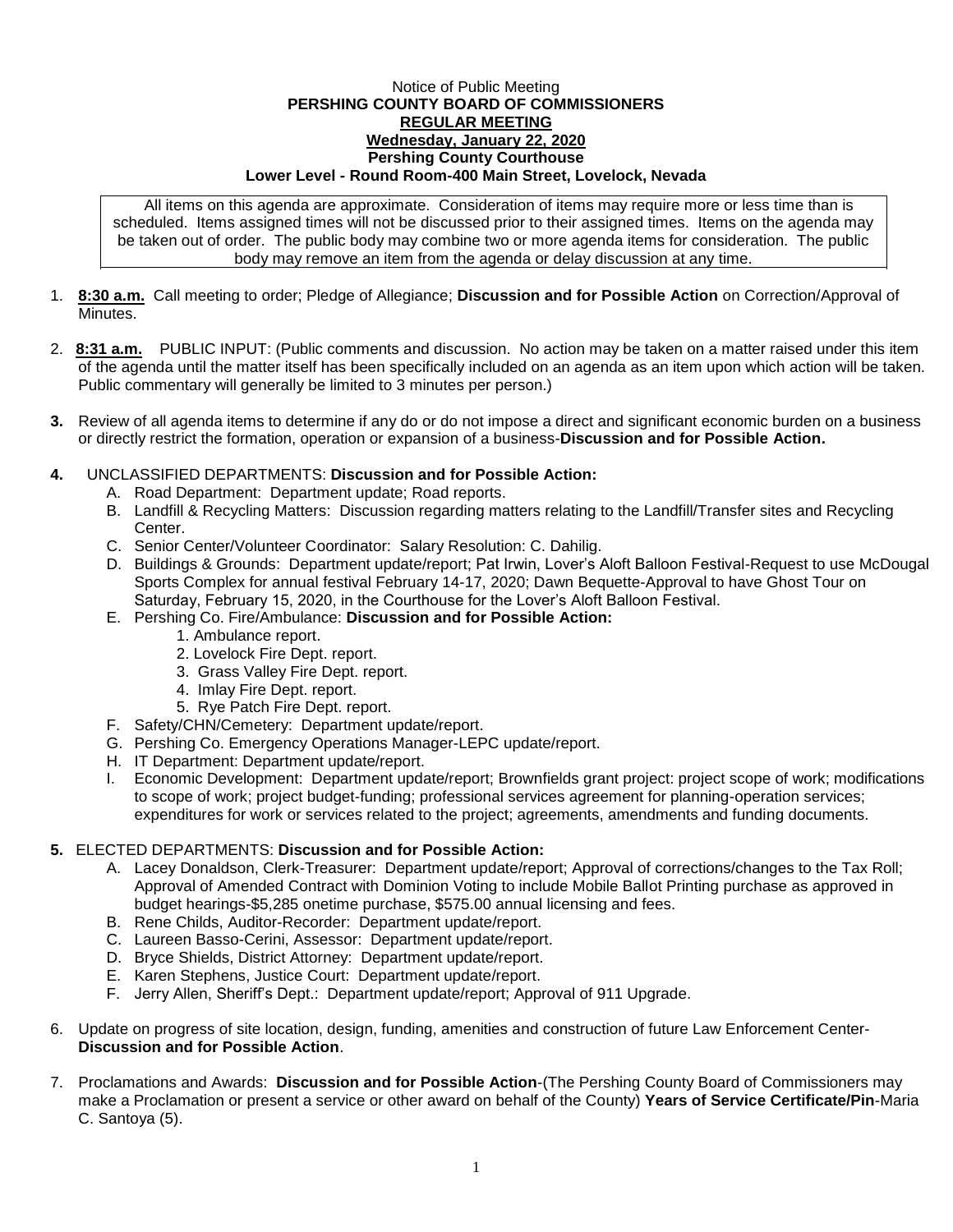Notice of Public Meeting

**PERSHING COUNTY BOARD OF COMMISSIONERS**

**REGULAR MEETING**

**Wednesday, January 22, 2020**

**Pershing County Courthouse**

**Lower Level - Round Room-400 Main Street, Lovelock, Nevada**

All items on this agenda are approximate. Consideration of items may require more or less time than is scheduled. Items assigned times will not be discussed prior to their assigned times. Items on the agenda may be taken out of order. The public body may combine two or more agenda items for consideration. The public body may remove an item from the agenda or delay discussion at any time.

1. **8:30 a.m.** Call meeting to order; Pledge of Allegiance; **Discussion and for Possible Action** on Correction/Approval of Minutes.

2. **8:31 a.m.** PUBLIC INPUT: (Public comments and discussion. No action may be taken on a matter raised under this item of the agenda until the matter itself has been specifically included on an agenda as an item upon which action will be taken. Public commentary will generally be limited to 3 minutes per person.)

3. Review of all agenda items to determine if any do or do not impose a direct and significant economic burden on a business or directly restrict the formation, operation or expansion of a business-**Discussion and for Possible Action.**

4. UNCLASSIFIED DEPARTMENTS: **Discussion and for Possible Action:**
   - A. Road Department: Department update; Road reports.
   - B. Landfill & Recycling Matters: Discussion regarding matters relating to the Landfill/Transfer sites and Recycling Center.
   - C. Senior Center/Volunteer Coordinator: Salary Resolution: C. Dahilig.
   - D. Buildings & Grounds: Department update/report; Pat Irwin, Lover's Aloft Balloon Festival-Request to use McDougal Sports Complex for annual festival February 14-17, 2020; Dawn Bequette-Approval to have Ghost Tour on Saturday, February 15, 2020, in the Courthouse for the Lover's Aloft Balloon Festival.
   - E. Pershing Co. Fire/Ambulance: **Discussion and for Possible Action:**
     1. Ambulance report.
     2. Lovelock Fire Dept. report.
     3. Grass Valley Fire Dept. report.
     4. Imlay Fire Dept. report.
     5. Rye Patch Fire Dept. report.
   - F. Safety/CHN/Cemetery: Department update/report.
   - G. Pershing Co. Emergency Operations Manager-LEPC update/report.
   - H. IT Department: Department update/report.
   - I. Economic Development: Department update/report; Brownfields grant project: project scope of work; modifications to scope of work; project budget-funding; professional services agreement for planning-operation services; expenditures for work or services related to the project; agreements, amendments and funding documents.

5. ELECTED DEPARTMENTS: **Discussion and for Possible Action:**
   - A. Lacey Donaldson, Clerk-Treasurer: Department update/report; Approval of corrections/changes to the Tax Roll; Approval of Amended Contract with Dominion Voting to include Mobile Ballot Printing purchase as approved in budget hearings-$5,285 onetime purchase, $575.00 annual licensing and fees.
   - B. Rene Childs, Auditor-Recorder: Department update/report.
   - C. Laureen Basso-Cerini, Assessor: Department update/report.
   - D. Bryce Shields, District Attorney: Department update/report.
   - E. Karen Stephens, Justice Court: Department update/report.
   - F. Jerry Allen, Sheriff's Dept.: Department update/report; Approval of 911 Upgrade.

6. Update on progress of site location, design, funding, amenities and construction of future Law Enforcement Center-**Discussion and for Possible Action**.

7. Proclamations and Awards: **Discussion and for Possible Action**-(The Pershing County Board of Commissioners may make a Proclamation or present a service or other award on behalf of the County) **Years of Service Certificate/Pin**-Maria C. Santoya (5).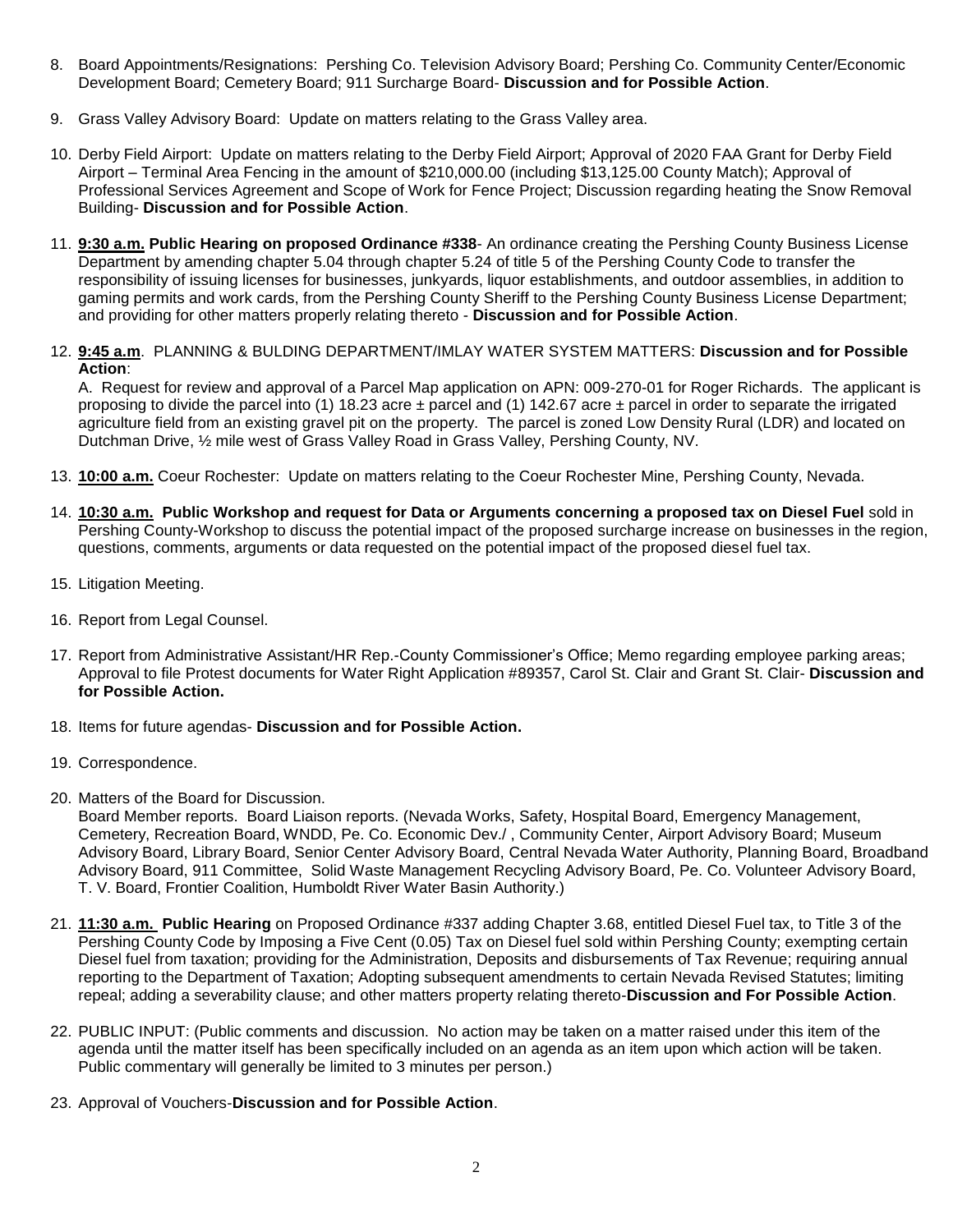8. Board Appointments/Resignations: Pershing Co. Television Advisory Board; Pershing Co. Community Center/Economic Development Board; Cemetery Board; 911 Surcharge Board- **Discussion and for Possible Action**.

9. Grass Valley Advisory Board: Update on matters relating to the Grass Valley area.

10. Derby Field Airport: Update on matters relating to the Derby Field Airport; Approval of 2020 FAA Grant for Derby Field Airport – Terminal Area Fencing in the amount of $210,000.00 (including $13,125.00 County Match); Approval of Professional Services Agreement and Scope of Work for Fence Project; Discussion regarding heating the Snow Removal Building- **Discussion and for Possible Action**.

11. **9:30 a.m. Public Hearing on proposed Ordinance #338**- An ordinance creating the Pershing County Business License Department by amending chapter 5.04 through chapter 5.24 of title 5 of the Pershing County Code to transfer the responsibility of issuing licenses for businesses, junkyards, liquor establishments, and outdoor assemblies, in addition to gaming permits and work cards, from the Pershing County Sheriff to the Pershing County Business License Department; and providing for other matters properly relating thereto - **Discussion and for Possible Action**.

12. **9:45 a.m**. PLANNING & BULDING DEPARTMENT/IMLAY WATER SYSTEM MATTERS: **Discussion and for Possible Action**:

    A. Request for review and approval of a Parcel Map application on APN: 009-270-01 for Roger Richards. The applicant is proposing to divide the parcel into (1) 18.23 acre ± parcel and (1) 142.67 acre ± parcel in order to separate the irrigated agriculture field from an existing gravel pit on the property. The parcel is zoned Low Density Rural (LDR) and located on Dutchman Drive, ½ mile west of Grass Valley Road in Grass Valley, Pershing County, NV.

13. **10:00 a.m.** Coeur Rochester: Update on matters relating to the Coeur Rochester Mine, Pershing County, Nevada.

14. **10:30 a.m. Public Workshop and request for Data or Arguments concerning a proposed tax on Diesel Fuel** sold in Pershing County-Workshop to discuss the potential impact of the proposed surcharge increase on businesses in the region, questions, comments, arguments or data requested on the potential impact of the proposed diesel fuel tax.

15. Litigation Meeting.

16. Report from Legal Counsel.

17. Report from Administrative Assistant/HR Rep.-County Commissioner's Office; Memo regarding employee parking areas; Approval to file Protest documents for Water Right Application #89357, Carol St. Clair and Grant St. Clair- **Discussion and for Possible Action.**

18. Items for future agendas- **Discussion and for Possible Action.**

19. Correspondence.

20. Matters of the Board for Discussion.

    Board Member reports. Board Liaison reports. (Nevada Works, Safety, Hospital Board, Emergency Management, Cemetery, Recreation Board, WNDD, Pe. Co. Economic Dev./ , Community Center, Airport Advisory Board; Museum Advisory Board, Library Board, Senior Center Advisory Board, Central Nevada Water Authority, Planning Board, Broadband Advisory Board, 911 Committee, Solid Waste Management Recycling Advisory Board, Pe. Co. Volunteer Advisory Board, T. V. Board, Frontier Coalition, Humboldt River Water Basin Authority.)

21. **11:30 a.m. Public Hearing** on Proposed Ordinance #337 adding Chapter 3.68, entitled Diesel Fuel tax, to Title 3 of the Pershing County Code by Imposing a Five Cent (0.05) Tax on Diesel fuel sold within Pershing County; exempting certain Diesel fuel from taxation; providing for the Administration, Deposits and disbursements of Tax Revenue; requiring annual reporting to the Department of Taxation; Adopting subsequent amendments to certain Nevada Revised Statutes; limiting repeal; adding a severability clause; and other matters property relating thereto-**Discussion and For Possible Action**.

22. PUBLIC INPUT: (Public comments and discussion. No action may be taken on a matter raised under this item of the agenda until the matter itself has been specifically included on an agenda as an item upon which action will be taken. Public commentary will generally be limited to 3 minutes per person.)

23. Approval of Vouchers-**Discussion and for Possible Action**.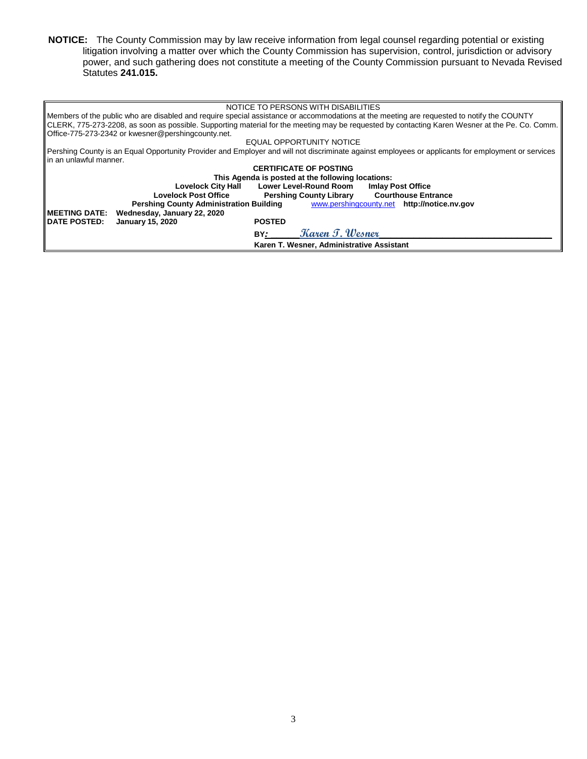**NOTICE:** The County Commission may by law receive information from legal counsel regarding potential or existing litigation involving a matter over which the County Commission has supervision, control, jurisdiction or advisory power, and such gathering does not constitute a meeting of the County Commission pursuant to Nevada Revised Statutes **241.015.**

NOTICE TO PERSONS WITH DISABILITIES

Members of the public who are disabled and require special assistance or accommodations at the meeting are requested to notify the COUNTY CLERK, 775-273-2208, as soon as possible. Supporting material for the meeting may be requested by contacting Karen Wesner at the Pe. Co. Comm. Office-775-273-2342 or kwesner@pershingcounty.net.

EQUAL OPPORTUNITY NOTICE

Pershing County is an Equal Opportunity Provider and Employer and will not discriminate against employees or applicants for employment or services in an unlawful manner.

**CERTIFICATE OF POSTING**

**This Agenda is posted at the following locations:**

**Lovelock City Hall** **Lower Level-Round Room** **Imlay Post Office**

**Lovelock Post Office** **Pershing County Library** **Courthouse Entrance**

**Pershing County Administration Building** www.pershingcounty.net **http://notice.nv.gov**

**MEETING DATE:** **Wednesday, January 22, 2020**

**DATE POSTED:** **January 15, 2020** **POSTED**

**BY:** *Karen T. Wesner*

**Karen T. Wesner, Administrative Assistant**